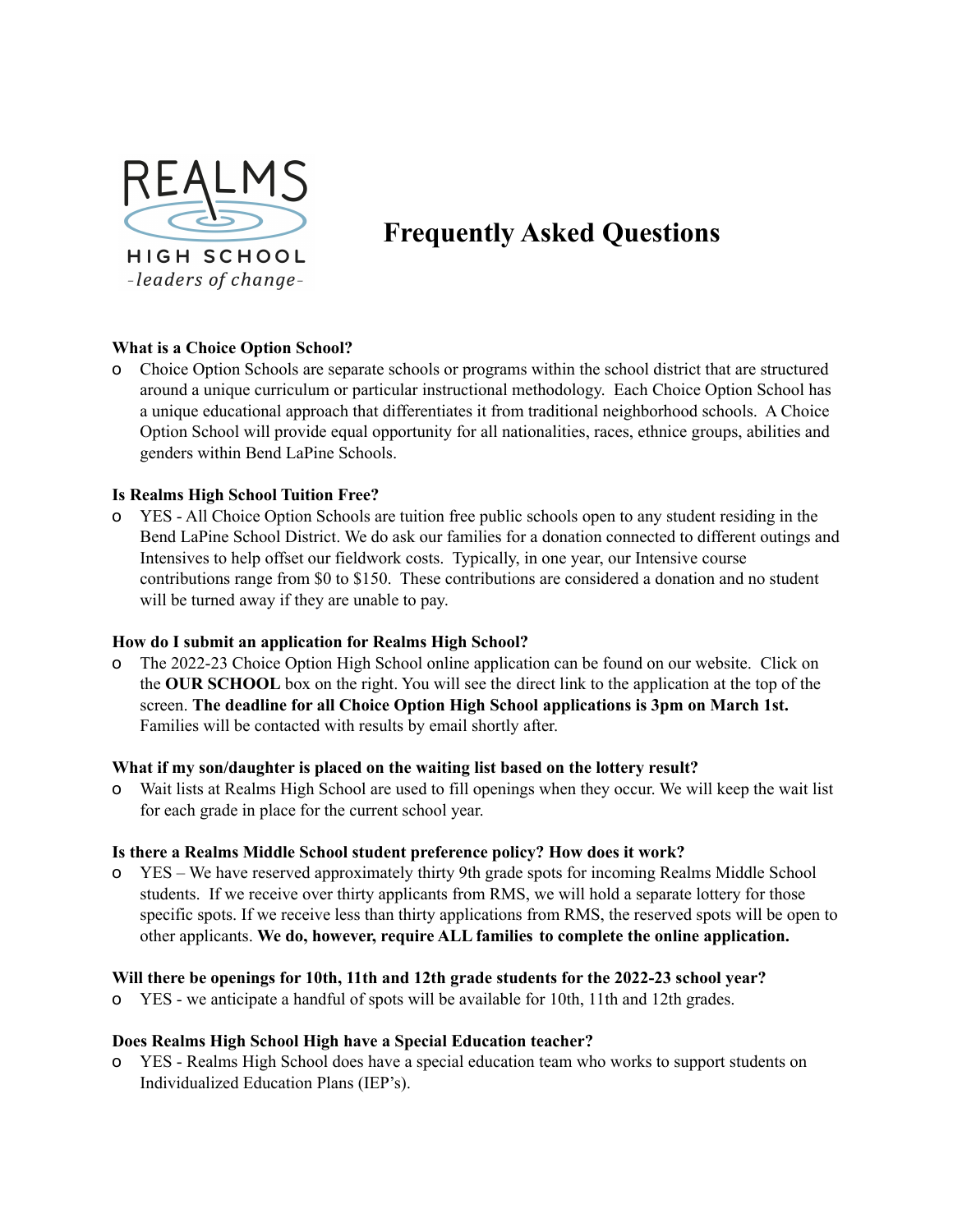REALMS HIGH SCHOOL

*-leaders of change-*

# Frequently Asked Questions

**What is a Choice Option School?**

- Choice Option Schools are separate schools or programs within the school district that are structured around a unique curriculum or particular instructional methodology. Each Choice Option School has a unique educational approach that differentiates it from traditional neighborhood schools. A Choice Option School will provide equal opportunity for all nationalities, races, ethnice groups, abilities and genders within Bend LaPine Schools.

**Is Realms High School Tuition Free?**

- YES - All Choice Option Schools are tuition free public schools open to any student residing in the Bend LaPine School District. We do ask our families for a donation connected to different outings and Intensives to help offset our fieldwork costs. Typically, in one year, our Intensive course contributions range from $0 to $150. These contributions are considered a donation and no student will be turned away if they are unable to pay.

**How do I submit an application for Realms High School?**

- The 2022-23 Choice Option High School online application can be found on our website. Click on the **OUR SCHOOL** box on the right. You will see the direct link to the application at the top of the screen. **The deadline for all Choice Option High School applications is 3pm on March 1st.** Families will be contacted with results by email shortly after.

**What if my son/daughter is placed on the waiting list based on the lottery result?**

- Wait lists at Realms High School are used to fill openings when they occur. We will keep the wait list for each grade in place for the current school year.

**Is there a Realms Middle School student preference policy? How does it work?**

- YES – We have reserved approximately thirty 9th grade spots for incoming Realms Middle School students. If we receive over thirty applicants from RMS, we will hold a separate lottery for those specific spots. If we receive less than thirty applications from RMS, the reserved spots will be open to other applicants. **We do, however, require ALL families to complete the online application.**

**Will there be openings for 10th, 11th and 12th grade students for the 2022-23 school year?**

- YES - we anticipate a handful of spots will be available for 10th, 11th and 12th grades.

**Does Realms High School High have a Special Education teacher?**

- YES - Realms High School does have a special education team who works to support students on Individualized Education Plans (IEP's).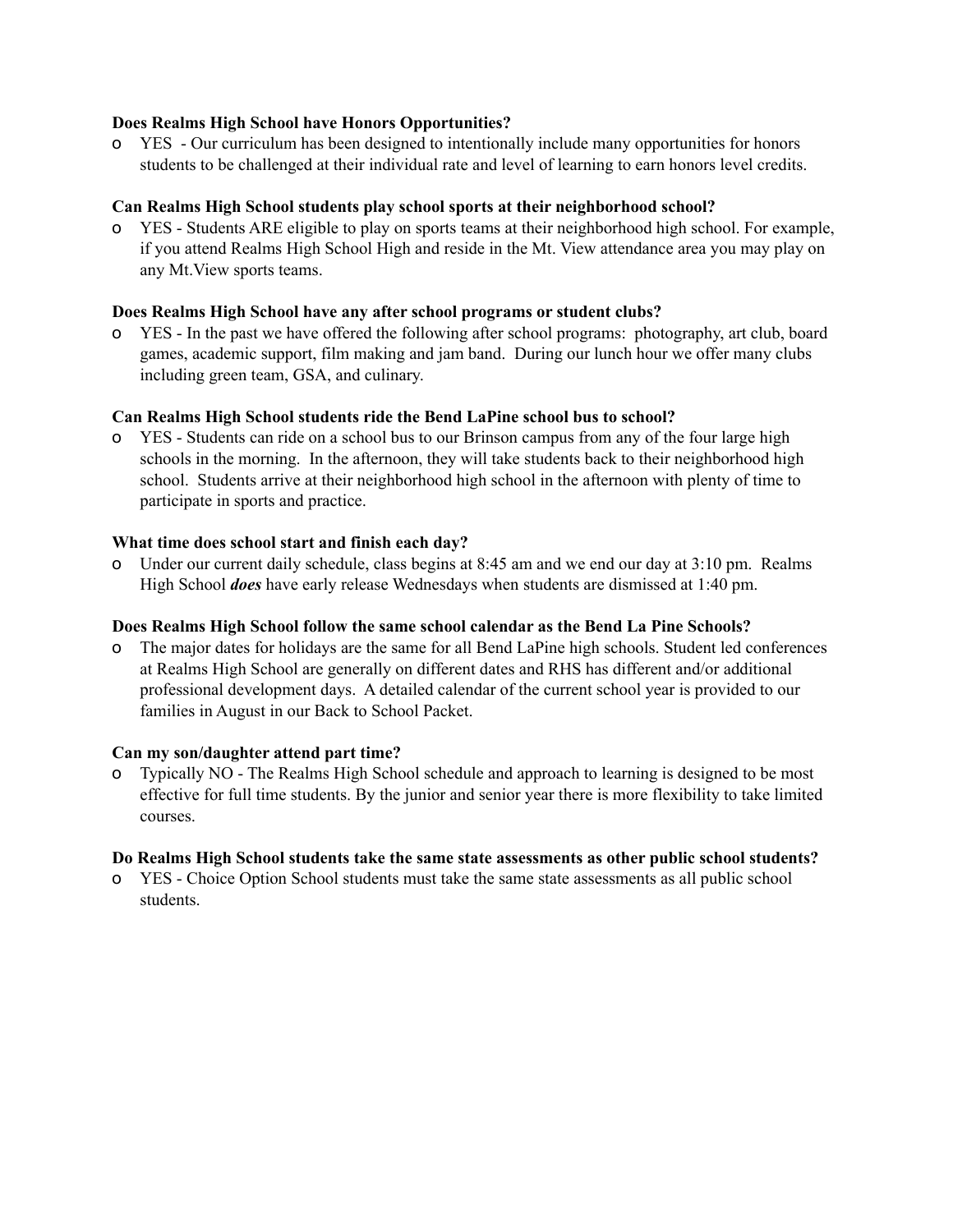**Does Realms High School have Honors Opportunities?**

- YES - Our curriculum has been designed to intentionally include many opportunities for honors students to be challenged at their individual rate and level of learning to earn honors level credits.

**Can Realms High School students play school sports at their neighborhood school?**

- YES - Students ARE eligible to play on sports teams at their neighborhood high school. For example, if you attend Realms High School High and reside in the Mt. View attendance area you may play on any Mt.View sports teams.

**Does Realms High School have any after school programs or student clubs?**

- YES - In the past we have offered the following after school programs: photography, art club, board games, academic support, film making and jam band. During our lunch hour we offer many clubs including green team, GSA, and culinary.

**Can Realms High School students ride the Bend LaPine school bus to school?**

- YES - Students can ride on a school bus to our Brinson campus from any of the four large high schools in the morning. In the afternoon, they will take students back to their neighborhood high school. Students arrive at their neighborhood high school in the afternoon with plenty of time to participate in sports and practice.

**What time does school start and finish each day?**

- Under our current daily schedule, class begins at 8:45 am and we end our day at 3:10 pm. Realms High School ***does*** have early release Wednesdays when students are dismissed at 1:40 pm.

**Does Realms High School follow the same school calendar as the Bend La Pine Schools?**

- The major dates for holidays are the same for all Bend LaPine high schools. Student led conferences at Realms High School are generally on different dates and RHS has different and/or additional professional development days. A detailed calendar of the current school year is provided to our families in August in our Back to School Packet.

**Can my son/daughter attend part time?**

- Typically NO - The Realms High School schedule and approach to learning is designed to be most effective for full time students. By the junior and senior year there is more flexibility to take limited courses.

**Do Realms High School students take the same state assessments as other public school students?**

- YES - Choice Option School students must take the same state assessments as all public school students.